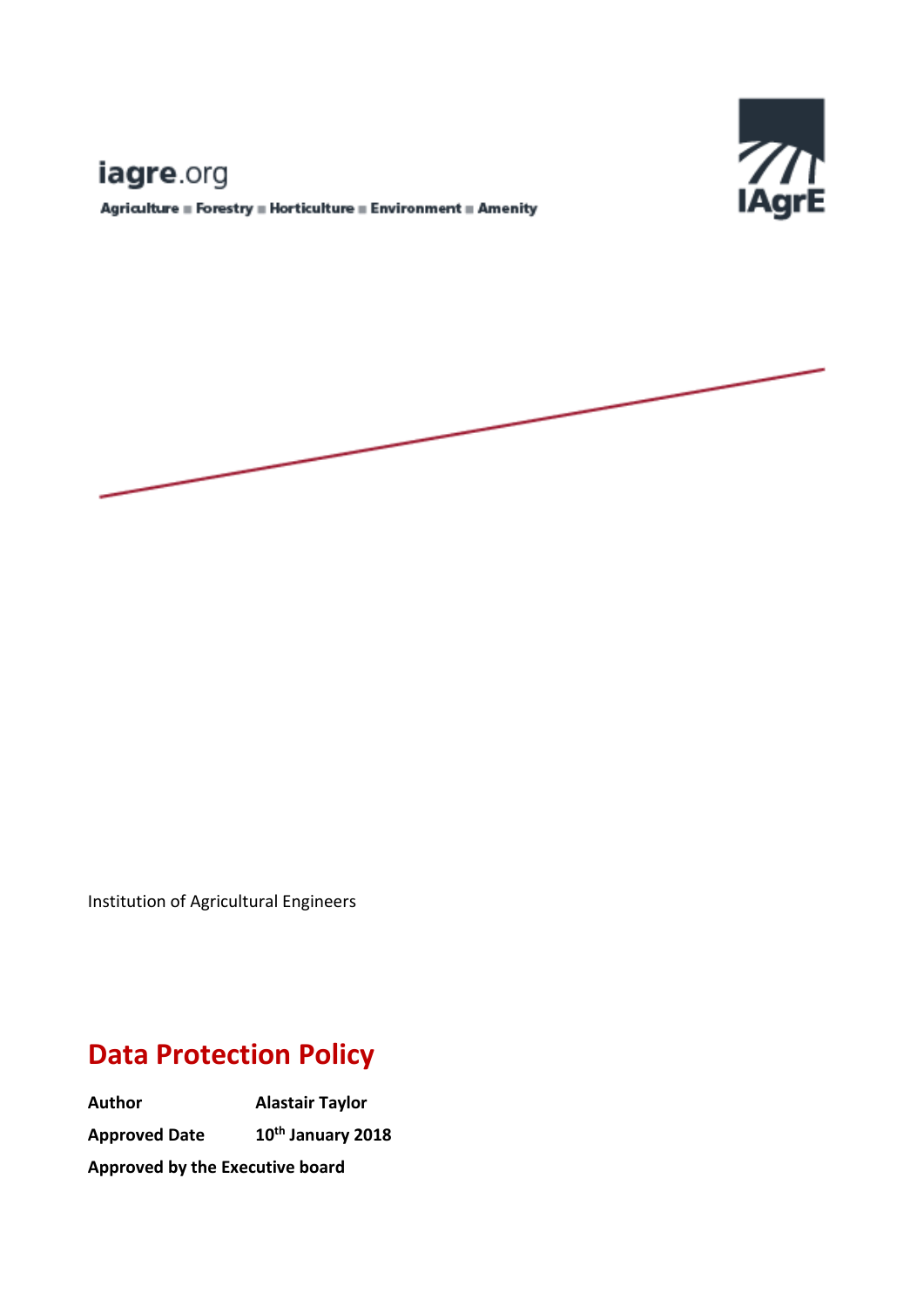iagre.org

Agriculture ■ Forestry ■ Horticulture ■ Environment ■ Amenity

IAgrE

Institution of Agricultural Engineers

# Data Protection Policy

**Author** **Alastair Taylor**

**Approved Date** **10th January 2018**

**Approved by the Executive board**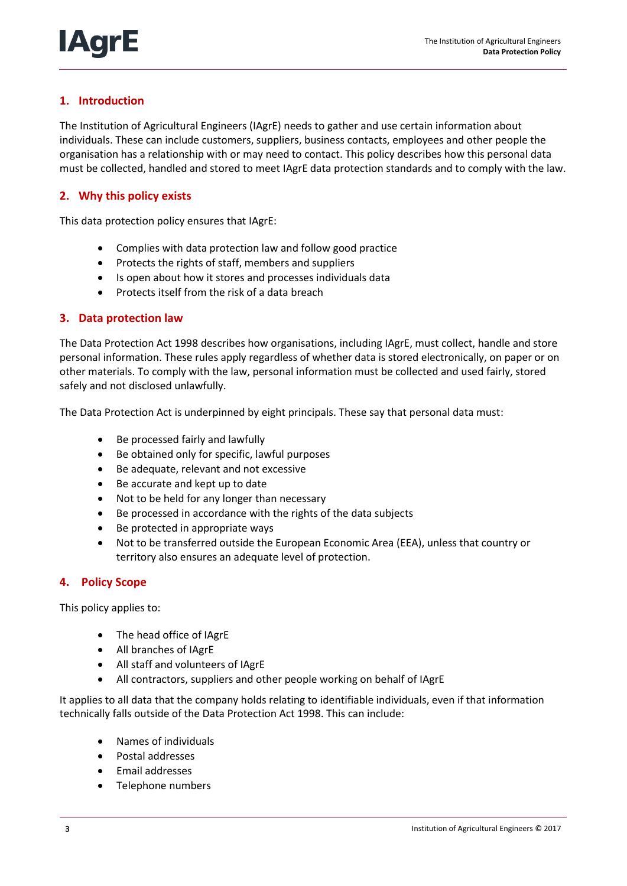## 1. Introduction

The Institution of Agricultural Engineers (IAgrE) needs to gather and use certain information about individuals. These can include customers, suppliers, business contacts, employees and other people the organisation has a relationship with or may need to contact. This policy describes how this personal data must be collected, handled and stored to meet IAgrE data protection standards and to comply with the law.

## 2. Why this policy exists

This data protection policy ensures that IAgrE:

- Complies with data protection law and follow good practice
- Protects the rights of staff, members and suppliers
- Is open about how it stores and processes individuals data
- Protects itself from the risk of a data breach

## 3. Data protection law

The Data Protection Act 1998 describes how organisations, including IAgrE, must collect, handle and store personal information. These rules apply regardless of whether data is stored electronically, on paper or on other materials. To comply with the law, personal information must be collected and used fairly, stored safely and not disclosed unlawfully.

The Data Protection Act is underpinned by eight principals. These say that personal data must:

- Be processed fairly and lawfully
- Be obtained only for specific, lawful purposes
- Be adequate, relevant and not excessive
- Be accurate and kept up to date
- Not to be held for any longer than necessary
- Be processed in accordance with the rights of the data subjects
- Be protected in appropriate ways
- Not to be transferred outside the European Economic Area (EEA), unless that country or territory also ensures an adequate level of protection.

## 4. Policy Scope

This policy applies to:

- The head office of IAgrE
- All branches of IAgrE
- All staff and volunteers of IAgrE
- All contractors, suppliers and other people working on behalf of IAgrE

It applies to all data that the company holds relating to identifiable individuals, even if that information technically falls outside of the Data Protection Act 1998. This can include:

- Names of individuals
- Postal addresses
- Email addresses
- Telephone numbers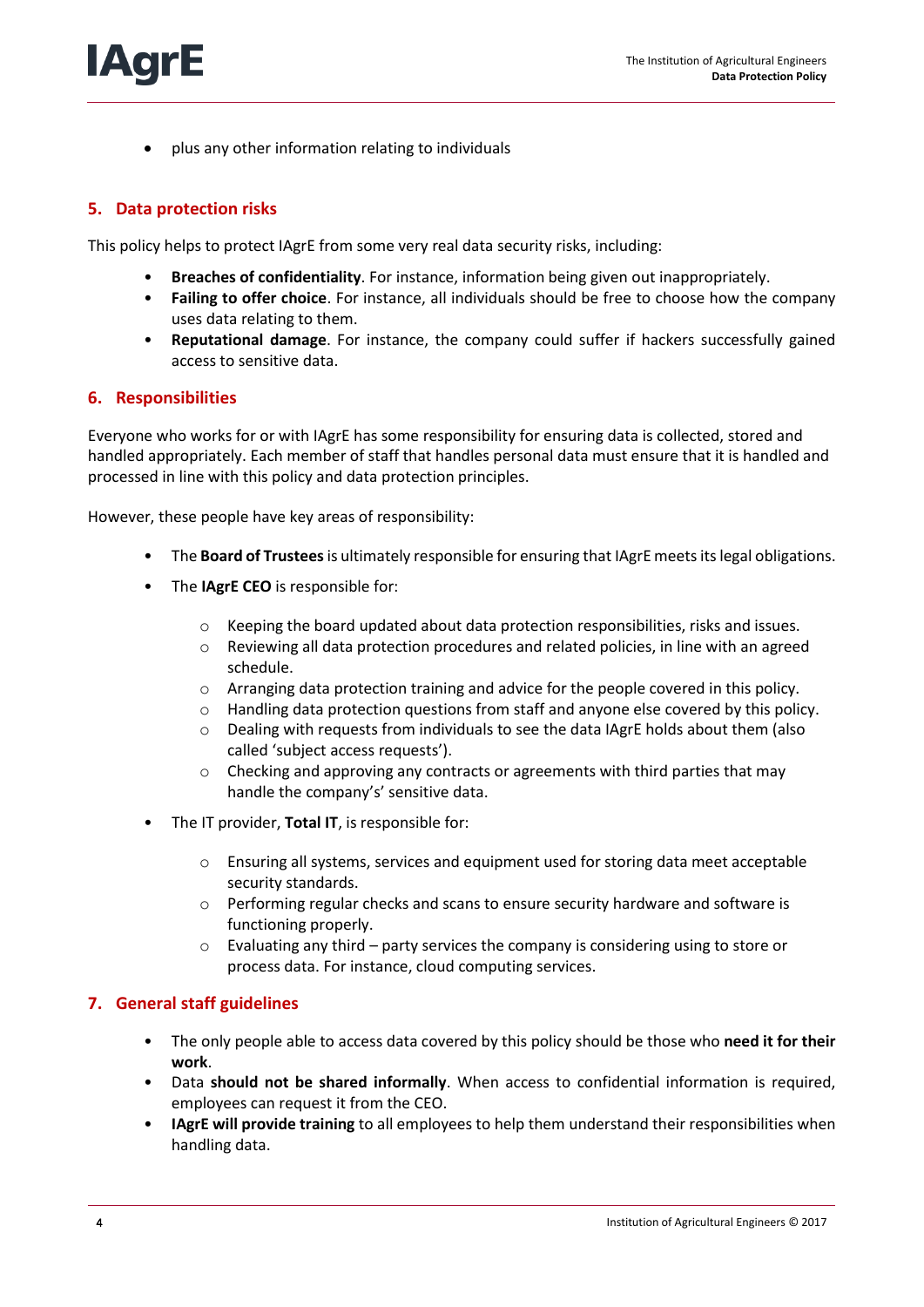- plus any other information relating to individuals

## 5. Data protection risks

This policy helps to protect IAgrE from some very real data security risks, including:

- **Breaches of confidentiality**. For instance, information being given out inappropriately.
- **Failing to offer choice**. For instance, all individuals should be free to choose how the company uses data relating to them.
- **Reputational damage**. For instance, the company could suffer if hackers successfully gained access to sensitive data.

## 6. Responsibilities

Everyone who works for or with IAgrE has some responsibility for ensuring data is collected, stored and handled appropriately. Each member of staff that handles personal data must ensure that it is handled and processed in line with this policy and data protection principles.

However, these people have key areas of responsibility:

- The **Board of Trustees** is ultimately responsible for ensuring that IAgrE meets its legal obligations.
- The **IAgrE CEO** is responsible for:
  - Keeping the board updated about data protection responsibilities, risks and issues.
  - Reviewing all data protection procedures and related policies, in line with an agreed schedule.
  - Arranging data protection training and advice for the people covered in this policy.
  - Handling data protection questions from staff and anyone else covered by this policy.
  - Dealing with requests from individuals to see the data IAgrE holds about them (also called 'subject access requests').
  - Checking and approving any contracts or agreements with third parties that may handle the company's' sensitive data.
- The IT provider, **Total IT**, is responsible for:
  - Ensuring all systems, services and equipment used for storing data meet acceptable security standards.
  - Performing regular checks and scans to ensure security hardware and software is functioning properly.
  - Evaluating any third – party services the company is considering using to store or process data. For instance, cloud computing services.

## 7. General staff guidelines

- The only people able to access data covered by this policy should be those who **need it for their work**.
- Data **should not be shared informally**. When access to confidential information is required, employees can request it from the CEO.
- **IAgrE will provide training** to all employees to help them understand their responsibilities when handling data.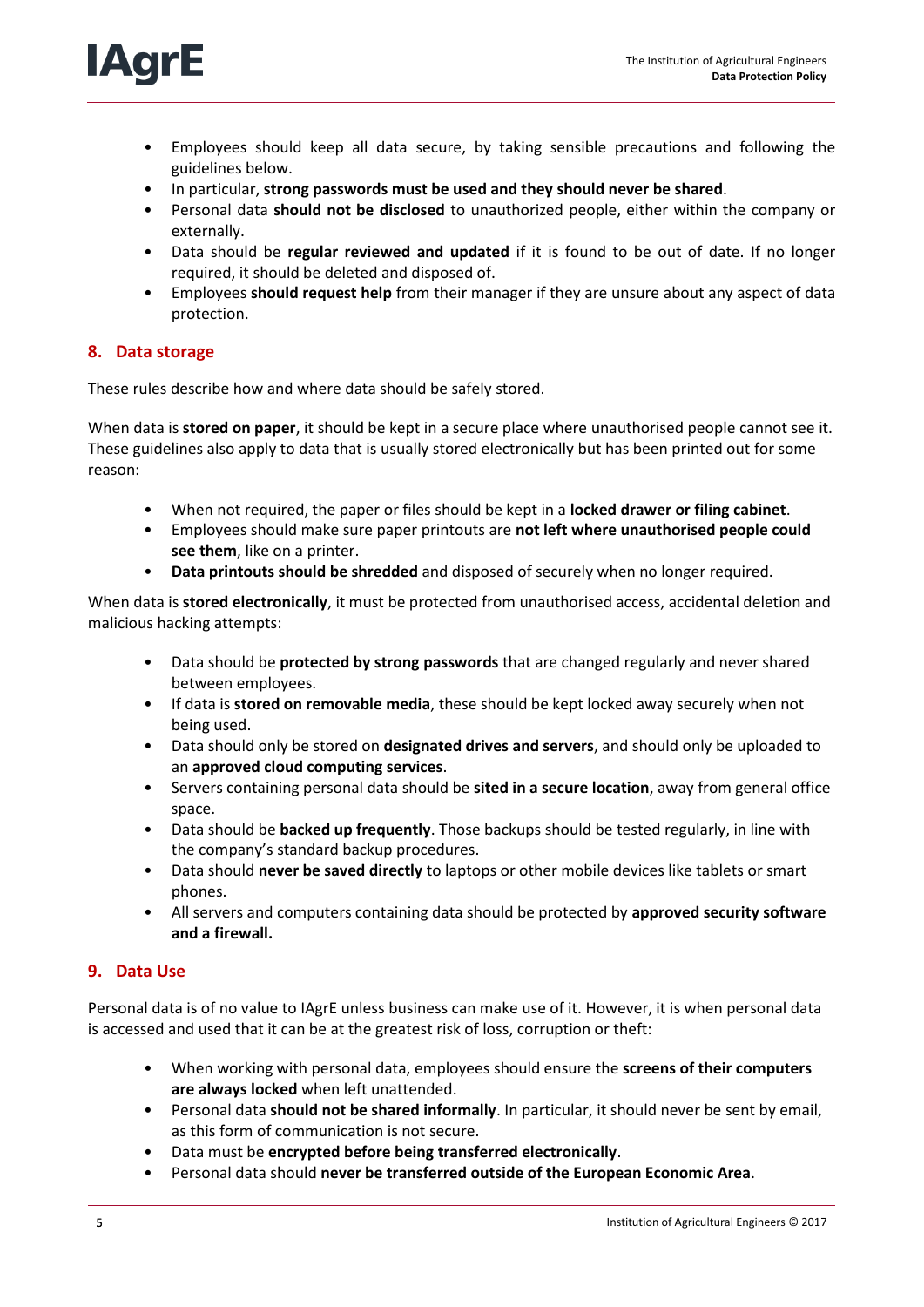- Employees should keep all data secure, by taking sensible precautions and following the guidelines below.
- In particular, **strong passwords must be used and they should never be shared**.
- Personal data **should not be disclosed** to unauthorized people, either within the company or externally.
- Data should be **regular reviewed and updated** if it is found to be out of date. If no longer required, it should be deleted and disposed of.
- Employees **should request help** from their manager if they are unsure about any aspect of data protection.

## 8. Data storage

These rules describe how and where data should be safely stored.

When data is **stored on paper**, it should be kept in a secure place where unauthorised people cannot see it. These guidelines also apply to data that is usually stored electronically but has been printed out for some reason:

- When not required, the paper or files should be kept in a **locked drawer or filing cabinet**.
- Employees should make sure paper printouts are **not left where unauthorised people could see them**, like on a printer.
- **Data printouts should be shredded** and disposed of securely when no longer required.

When data is **stored electronically**, it must be protected from unauthorised access, accidental deletion and malicious hacking attempts:

- Data should be **protected by strong passwords** that are changed regularly and never shared between employees.
- If data is **stored on removable media**, these should be kept locked away securely when not being used.
- Data should only be stored on **designated drives and servers**, and should only be uploaded to an **approved cloud computing services**.
- Servers containing personal data should be **sited in a secure location**, away from general office space.
- Data should be **backed up frequently**. Those backups should be tested regularly, in line with the company's standard backup procedures.
- Data should **never be saved directly** to laptops or other mobile devices like tablets or smart phones.
- All servers and computers containing data should be protected by **approved security software and a firewall.**

## 9. Data Use

Personal data is of no value to IAgrE unless business can make use of it. However, it is when personal data is accessed and used that it can be at the greatest risk of loss, corruption or theft:

- When working with personal data, employees should ensure the **screens of their computers are always locked** when left unattended.
- Personal data **should not be shared informally**. In particular, it should never be sent by email, as this form of communication is not secure.
- Data must be **encrypted before being transferred electronically**.
- Personal data should **never be transferred outside of the European Economic Area**.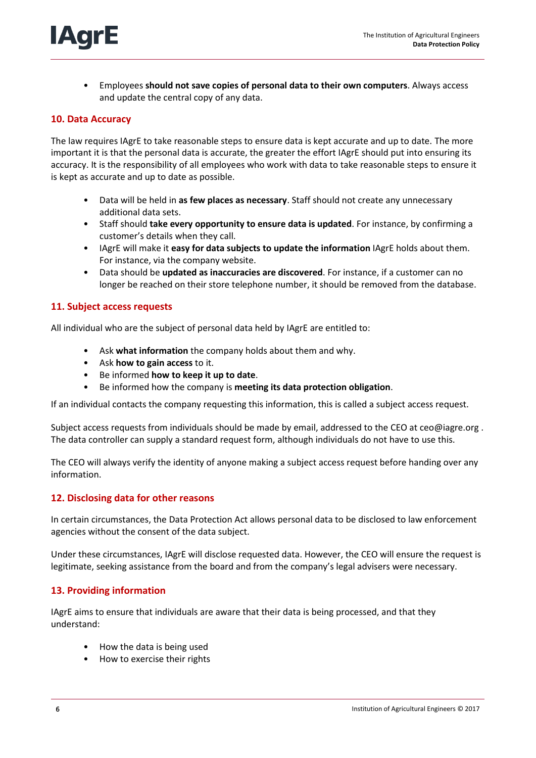- Employees **should not save copies of personal data to their own computers**. Always access and update the central copy of any data.

## 10. Data Accuracy

The law requires IAgrE to take reasonable steps to ensure data is kept accurate and up to date. The more important it is that the personal data is accurate, the greater the effort IAgrE should put into ensuring its accuracy. It is the responsibility of all employees who work with data to take reasonable steps to ensure it is kept as accurate and up to date as possible.

- Data will be held in **as few places as necessary**. Staff should not create any unnecessary additional data sets.
- Staff should **take every opportunity to ensure data is updated**. For instance, by confirming a customer's details when they call.
- IAgrE will make it **easy for data subjects to update the information** IAgrE holds about them. For instance, via the company website.
- Data should be **updated as inaccuracies are discovered**. For instance, if a customer can no longer be reached on their store telephone number, it should be removed from the database.

## 11. Subject access requests

All individual who are the subject of personal data held by IAgrE are entitled to:

- Ask **what information** the company holds about them and why.
- Ask **how to gain access** to it.
- Be informed **how to keep it up to date**.
- Be informed how the company is **meeting its data protection obligation**.

If an individual contacts the company requesting this information, this is called a subject access request.

Subject access requests from individuals should be made by email, addressed to the CEO at ceo@iagre.org . The data controller can supply a standard request form, although individuals do not have to use this.

The CEO will always verify the identity of anyone making a subject access request before handing over any information.

## 12. Disclosing data for other reasons

In certain circumstances, the Data Protection Act allows personal data to be disclosed to law enforcement agencies without the consent of the data subject.

Under these circumstances, IAgrE will disclose requested data. However, the CEO will ensure the request is legitimate, seeking assistance from the board and from the company's legal advisers were necessary.

## 13. Providing information

IAgrE aims to ensure that individuals are aware that their data is being processed, and that they understand:

- How the data is being used
- How to exercise their rights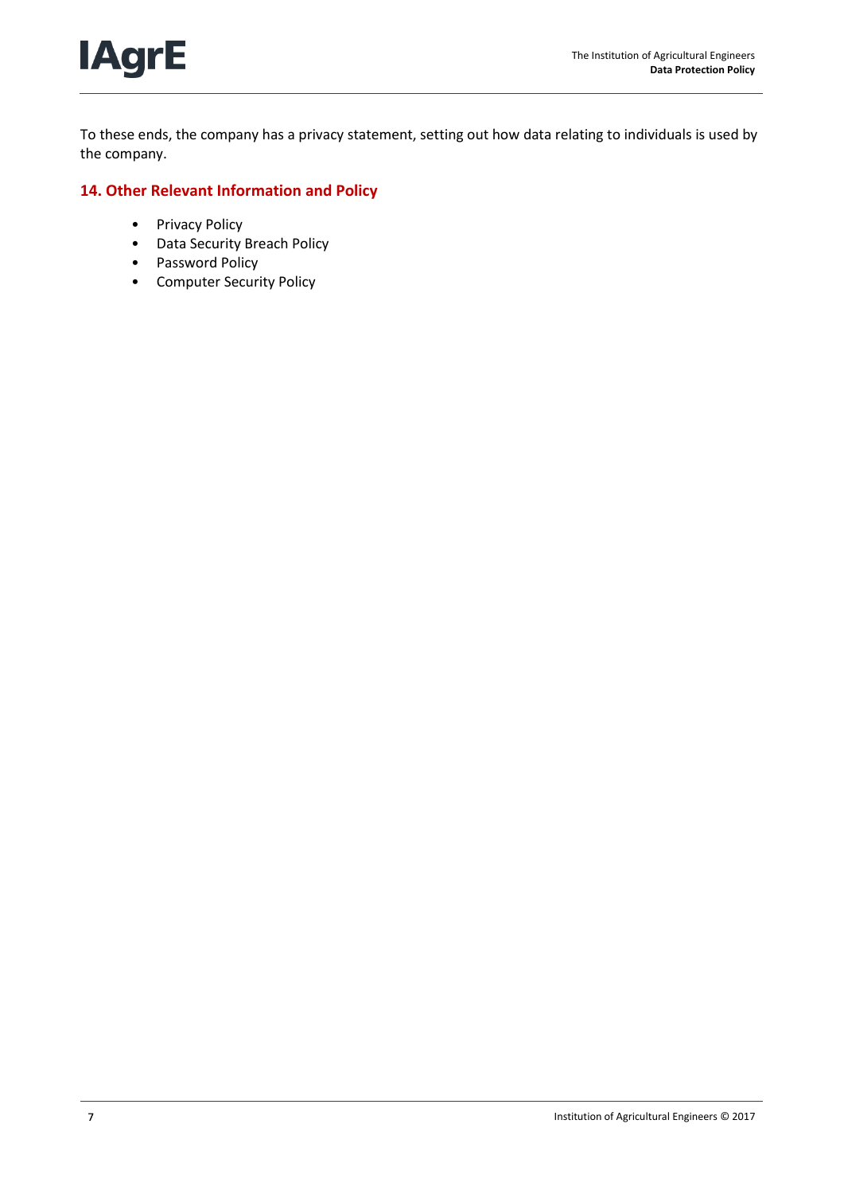To these ends, the company has a privacy statement, setting out how data relating to individuals is used by the company.

## 14. Other Relevant Information and Policy

- Privacy Policy
- Data Security Breach Policy
- Password Policy
- Computer Security Policy